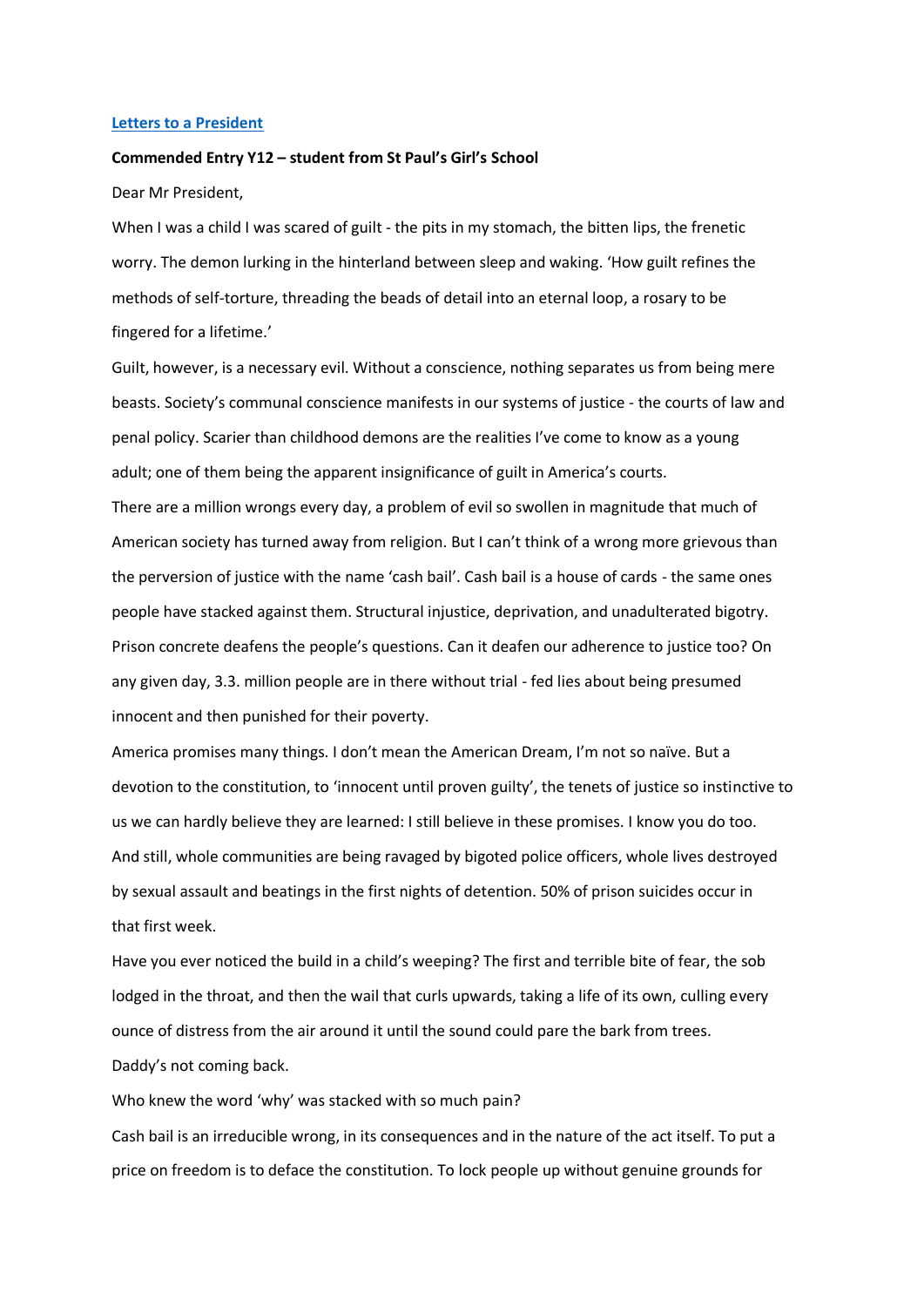[Letters to a President](#)

**Commended Entry Y12 – student from St Paul's Girl's School**

Dear Mr President,

When I was a child I was scared of guilt - the pits in my stomach, the bitten lips, the frenetic worry. The demon lurking in the hinterland between sleep and waking. 'How guilt refines the methods of self-torture, threading the beads of detail into an eternal loop, a rosary to be fingered for a lifetime.'

Guilt, however, is a necessary evil. Without a conscience, nothing separates us from being mere beasts. Society's communal conscience manifests in our systems of justice - the courts of law and penal policy. Scarier than childhood demons are the realities I've come to know as a young adult; one of them being the apparent insignificance of guilt in America's courts.

There are a million wrongs every day, a problem of evil so swollen in magnitude that much of American society has turned away from religion. But I can't think of a wrong more grievous than the perversion of justice with the name 'cash bail'. Cash bail is a house of cards - the same ones people have stacked against them. Structural injustice, deprivation, and unadulterated bigotry. Prison concrete deafens the people's questions. Can it deafen our adherence to justice too? On any given day, 3.3. million people are in there without trial - fed lies about being presumed innocent and then punished for their poverty.

America promises many things. I don't mean the American Dream, I'm not so naïve. But a devotion to the constitution, to 'innocent until proven guilty', the tenets of justice so instinctive to us we can hardly believe they are learned: I still believe in these promises. I know you do too. And still, whole communities are being ravaged by bigoted police officers, whole lives destroyed by sexual assault and beatings in the first nights of detention. 50% of prison suicides occur in that first week.

Have you ever noticed the build in a child's weeping? The first and terrible bite of fear, the sob lodged in the throat, and then the wail that curls upwards, taking a life of its own, culling every ounce of distress from the air around it until the sound could pare the bark from trees.

Daddy's not coming back.

Who knew the word 'why' was stacked with so much pain?

Cash bail is an irreducible wrong, in its consequences and in the nature of the act itself. To put a price on freedom is to deface the constitution. To lock people up without genuine grounds for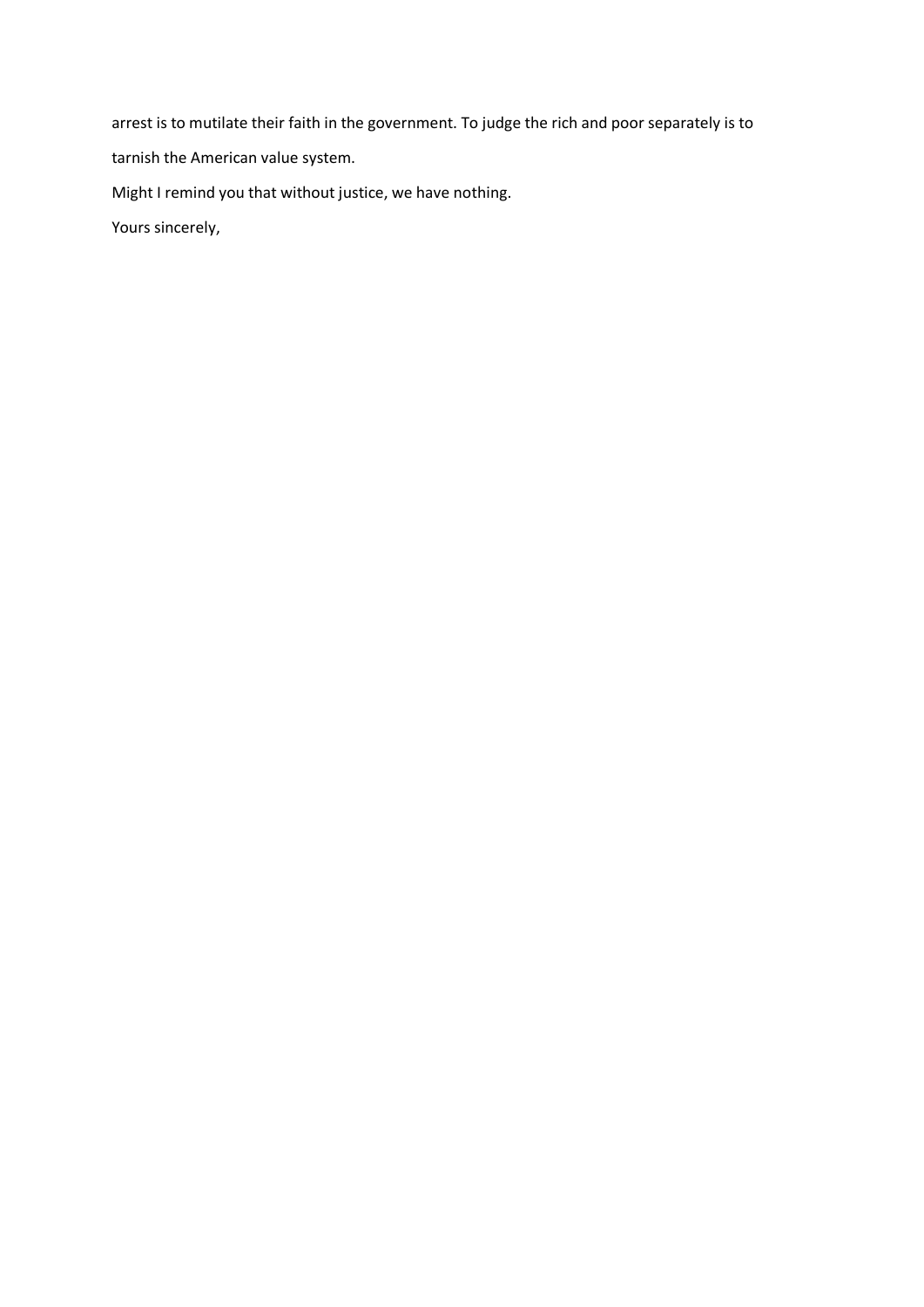arrest is to mutilate their faith in the government. To judge the rich and poor separately is to tarnish the American value system.

Might I remind you that without justice, we have nothing.

Yours sincerely,